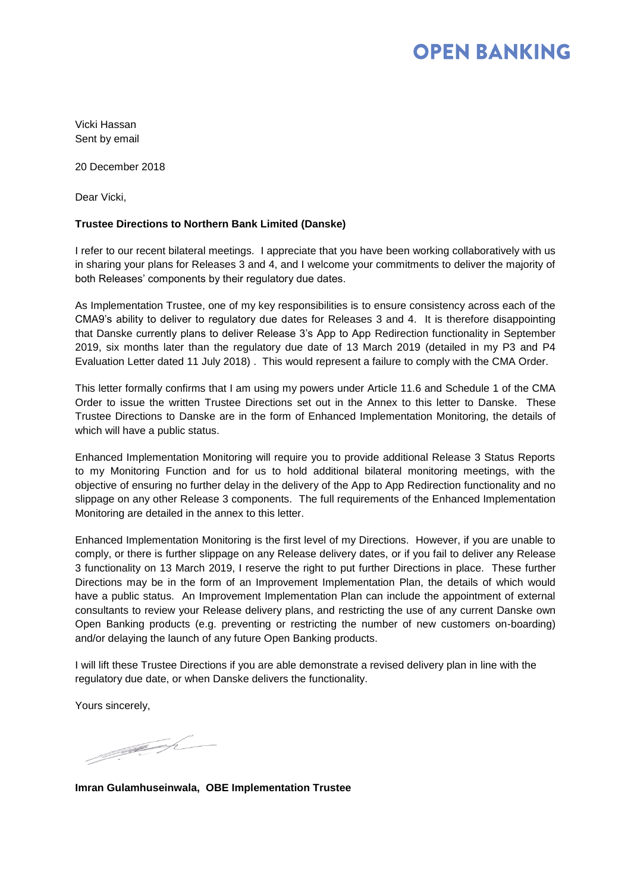# OPEN BANKING

Vicki Hassan
Sent by email

20 December 2018

Dear Vicki,

**Trustee Directions to Northern Bank Limited (Danske)**

I refer to our recent bilateral meetings. I appreciate that you have been working collaboratively with us in sharing your plans for Releases 3 and 4, and I welcome your commitments to deliver the majority of both Releases' components by their regulatory due dates.

As Implementation Trustee, one of my key responsibilities is to ensure consistency across each of the CMA9's ability to deliver to regulatory due dates for Releases 3 and 4. It is therefore disappointing that Danske currently plans to deliver Release 3's App to App Redirection functionality in September 2019, six months later than the regulatory due date of 13 March 2019 (detailed in my P3 and P4 Evaluation Letter dated 11 July 2018) . This would represent a failure to comply with the CMA Order.

This letter formally confirms that I am using my powers under Article 11.6 and Schedule 1 of the CMA Order to issue the written Trustee Directions set out in the Annex to this letter to Danske. These Trustee Directions to Danske are in the form of Enhanced Implementation Monitoring, the details of which will have a public status.

Enhanced Implementation Monitoring will require you to provide additional Release 3 Status Reports to my Monitoring Function and for us to hold additional bilateral monitoring meetings, with the objective of ensuring no further delay in the delivery of the App to App Redirection functionality and no slippage on any other Release 3 components. The full requirements of the Enhanced Implementation Monitoring are detailed in the annex to this letter.

Enhanced Implementation Monitoring is the first level of my Directions. However, if you are unable to comply, or there is further slippage on any Release delivery dates, or if you fail to deliver any Release 3 functionality on 13 March 2019, I reserve the right to put further Directions in place. These further Directions may be in the form of an Improvement Implementation Plan, the details of which would have a public status. An Improvement Implementation Plan can include the appointment of external consultants to review your Release delivery plans, and restricting the use of any current Danske own Open Banking products (e.g. preventing or restricting the number of new customers on-boarding) and/or delaying the launch of any future Open Banking products.

I will lift these Trustee Directions if you are able demonstrate a revised delivery plan in line with the regulatory due date, or when Danske delivers the functionality.

Yours sincerely,

**Imran Gulamhuseinwala, OBE Implementation Trustee**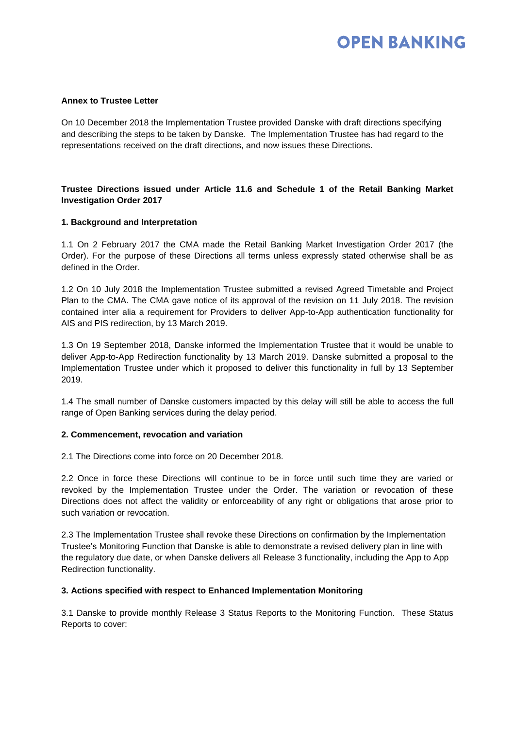**Annex to Trustee Letter**

On 10 December 2018 the Implementation Trustee provided Danske with draft directions specifying and describing the steps to be taken by Danske. The Implementation Trustee has had regard to the representations received on the draft directions, and now issues these Directions.

**Trustee Directions issued under Article 11.6 and Schedule 1 of the Retail Banking Market Investigation Order 2017**

**1. Background and Interpretation**

1.1 On 2 February 2017 the CMA made the Retail Banking Market Investigation Order 2017 (the Order). For the purpose of these Directions all terms unless expressly stated otherwise shall be as defined in the Order.

1.2 On 10 July 2018 the Implementation Trustee submitted a revised Agreed Timetable and Project Plan to the CMA. The CMA gave notice of its approval of the revision on 11 July 2018. The revision contained inter alia a requirement for Providers to deliver App-to-App authentication functionality for AIS and PIS redirection, by 13 March 2019.

1.3 On 19 September 2018, Danske informed the Implementation Trustee that it would be unable to deliver App-to-App Redirection functionality by 13 March 2019. Danske submitted a proposal to the Implementation Trustee under which it proposed to deliver this functionality in full by 13 September 2019.

1.4 The small number of Danske customers impacted by this delay will still be able to access the full range of Open Banking services during the delay period.

**2. Commencement, revocation and variation**

2.1 The Directions come into force on 20 December 2018.

2.2 Once in force these Directions will continue to be in force until such time they are varied or revoked by the Implementation Trustee under the Order. The variation or revocation of these Directions does not affect the validity or enforceability of any right or obligations that arose prior to such variation or revocation.

2.3 The Implementation Trustee shall revoke these Directions on confirmation by the Implementation Trustee's Monitoring Function that Danske is able to demonstrate a revised delivery plan in line with the regulatory due date, or when Danske delivers all Release 3 functionality, including the App to App Redirection functionality.

**3. Actions specified with respect to Enhanced Implementation Monitoring**

3.1 Danske to provide monthly Release 3 Status Reports to the Monitoring Function. These Status Reports to cover: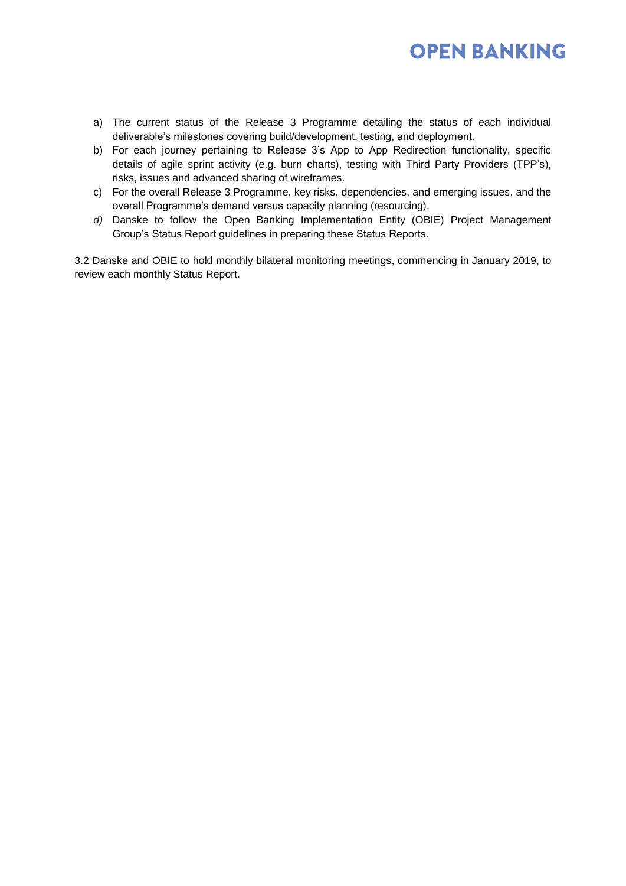a) The current status of the Release 3 Programme detailing the status of each individual deliverable's milestones covering build/development, testing, and deployment.
b) For each journey pertaining to Release 3's App to App Redirection functionality, specific details of agile sprint activity (e.g. burn charts), testing with Third Party Providers (TPP's), risks, issues and advanced sharing of wireframes.
c) For the overall Release 3 Programme, key risks, dependencies, and emerging issues, and the overall Programme's demand versus capacity planning (resourcing).
*d)* Danske to follow the Open Banking Implementation Entity (OBIE) Project Management Group's Status Report guidelines in preparing these Status Reports.

3.2 Danske and OBIE to hold monthly bilateral monitoring meetings, commencing in January 2019, to review each monthly Status Report.